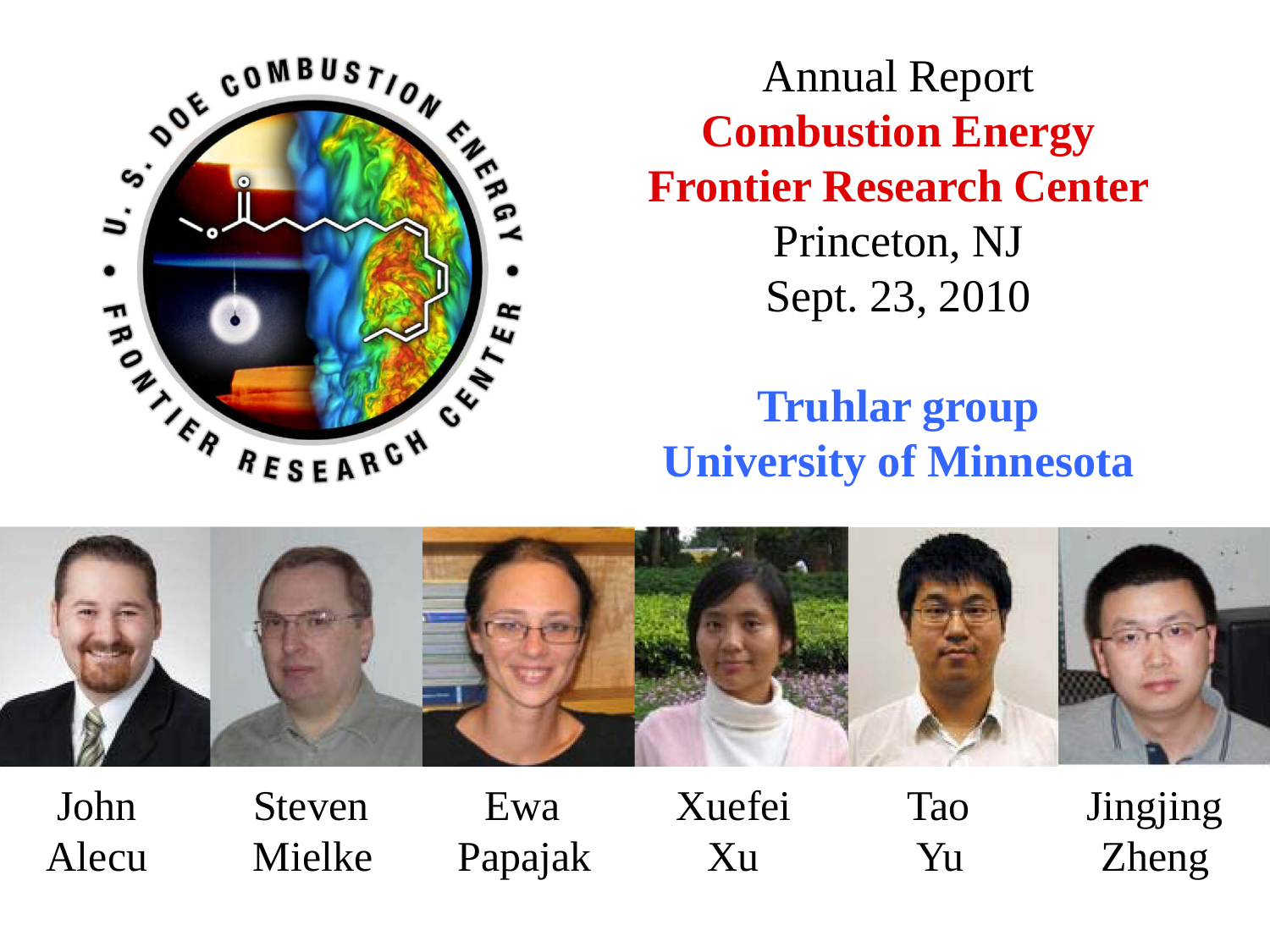Annual Report

# Combustion Energy Frontier Research Center

Princeton, NJ

Sept. 23, 2010

## Truhlar group
## University of Minnesota

John Alecu

Steven Mielke

Ewa Papajak

Xuefei Xu

Tao Yu

Jingjing Zheng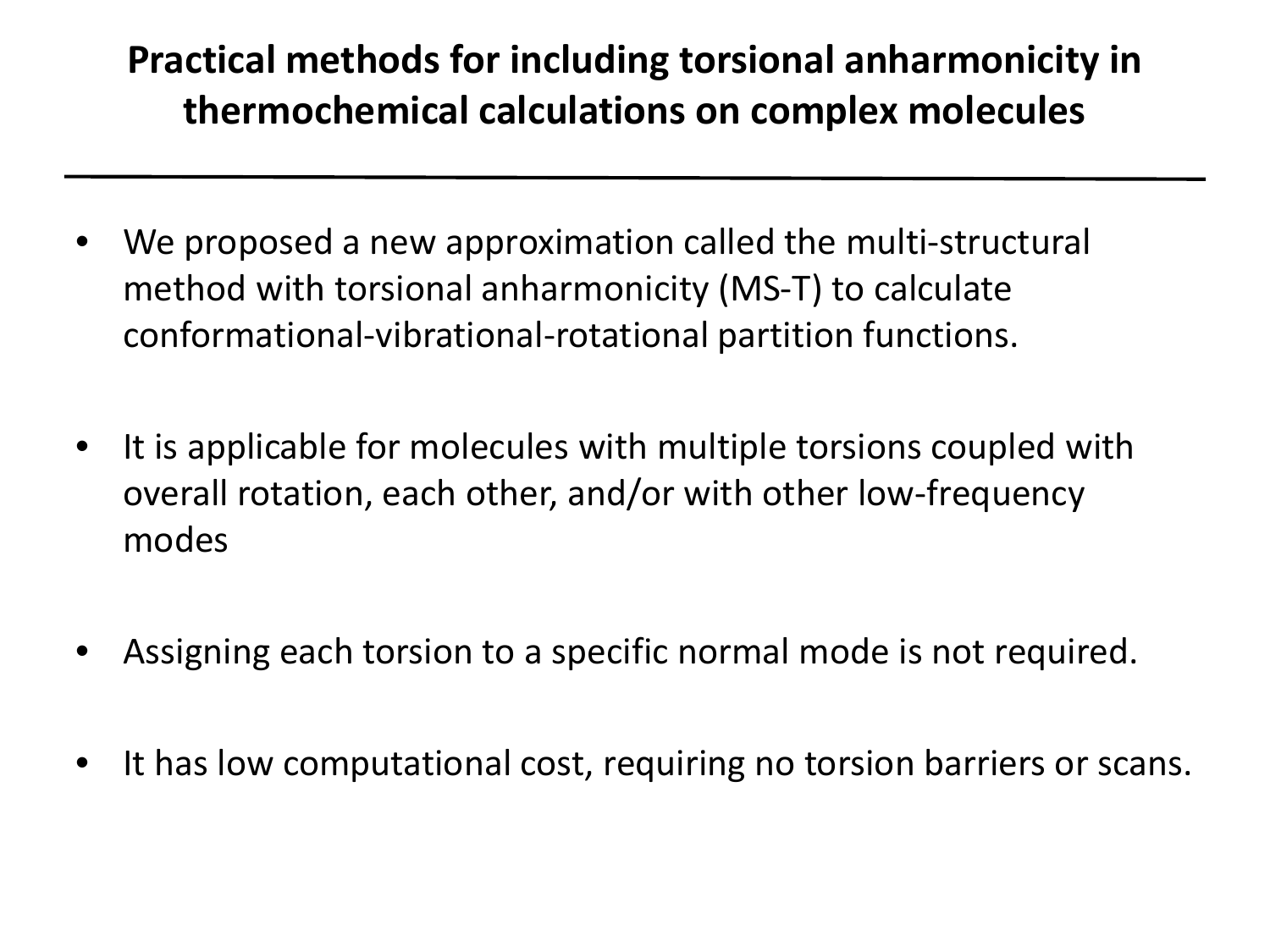# Practical methods for including torsional anharmonicity in thermochemical calculations on complex molecules

---

- We proposed a new approximation called the multi-structural method with torsional anharmonicity (MS-T) to calculate conformational-vibrational-rotational partition functions.
- It is applicable for molecules with multiple torsions coupled with overall rotation, each other, and/or with other low-frequency modes
- Assigning each torsion to a specific normal mode is not required.
- It has low computational cost, requiring no torsion barriers or scans.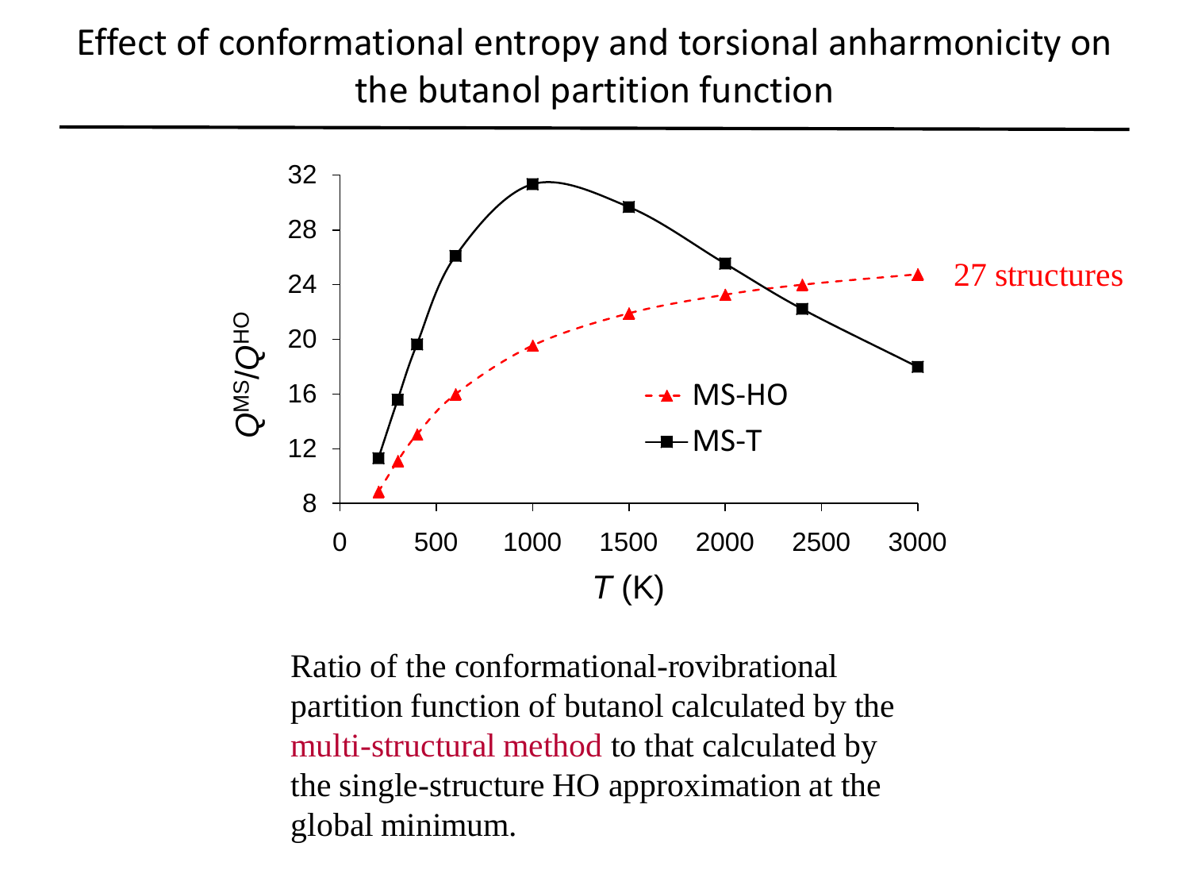# Effect of conformational entropy and torsional anharmonicity on the butanol partition function

Ratio of the conformational-rovibrational partition function of butanol calculated by the multi-structural method to that calculated by the single-structure HO approximation at the global minimum.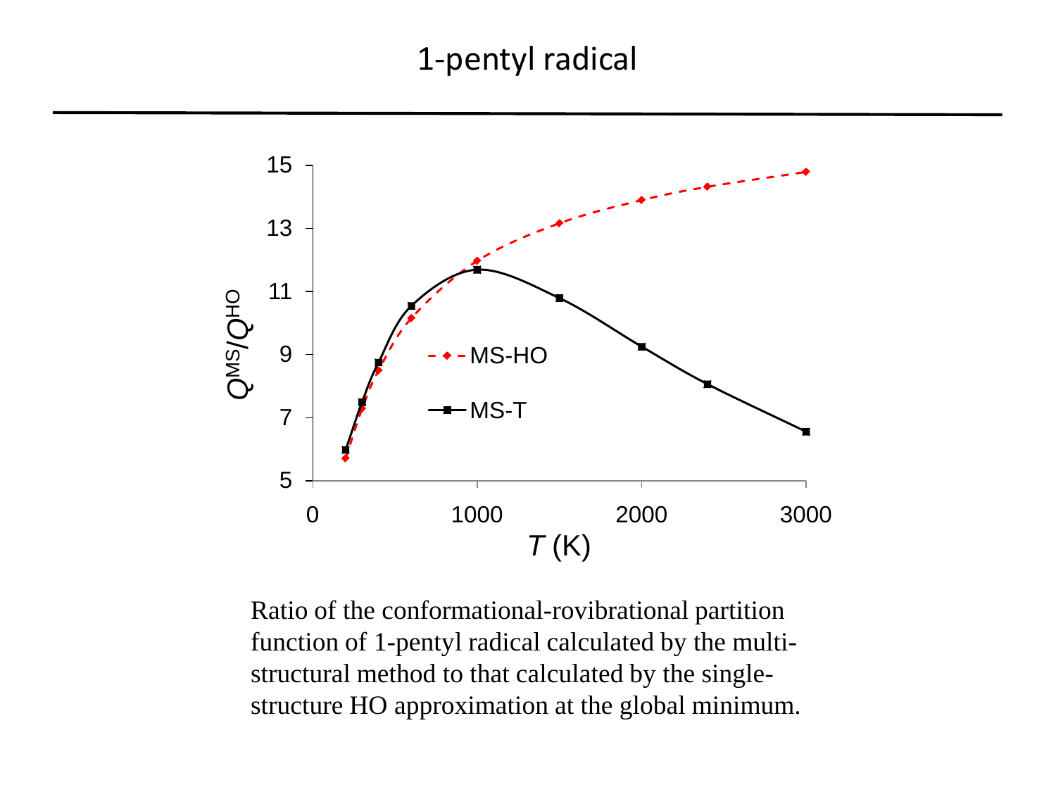# 1-pentyl radical

Ratio of the conformational-rovibrational partition function of 1-pentyl radical calculated by the multi-structural method to that calculated by the single-structure HO approximation at the global minimum.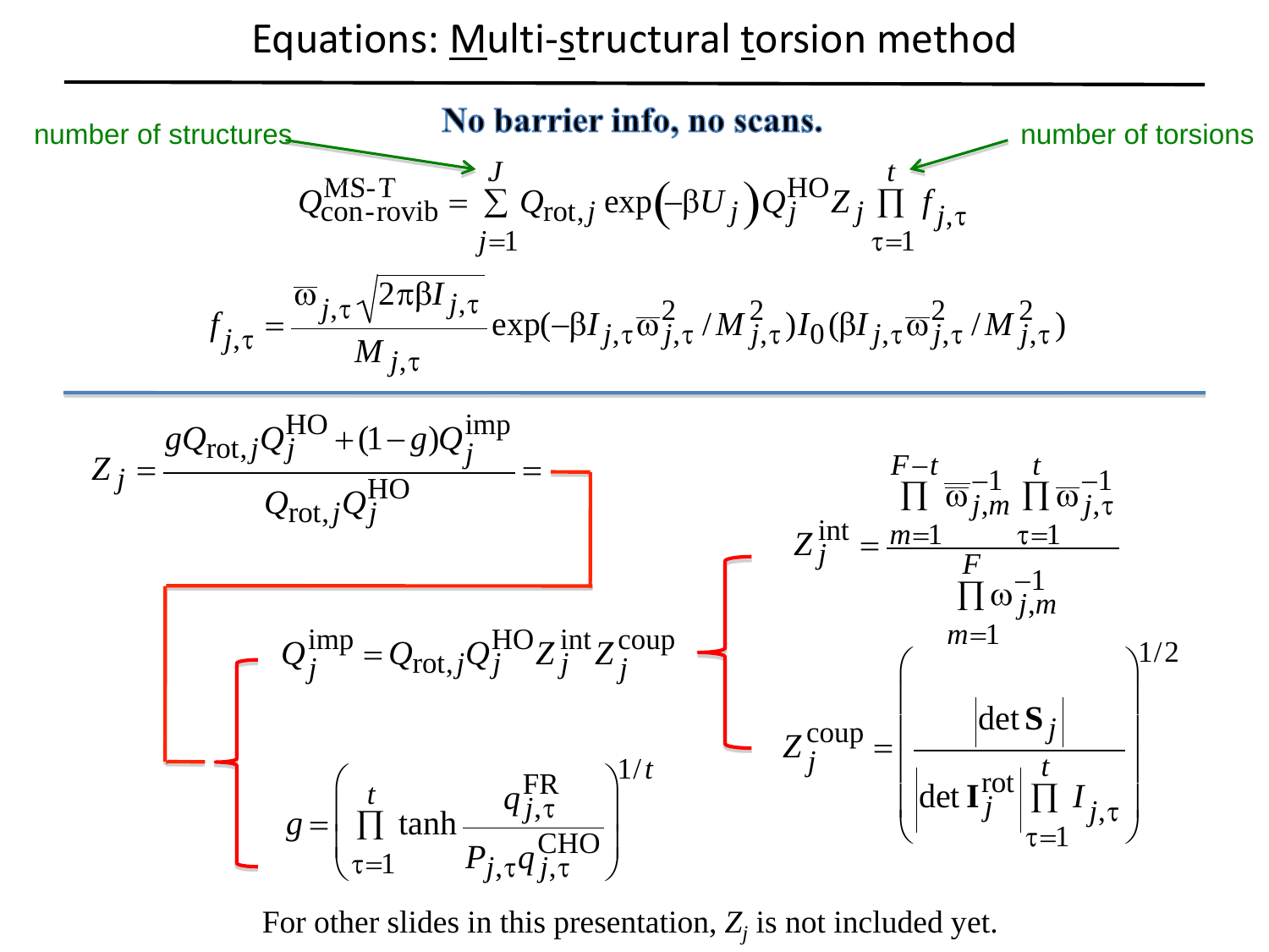# Equations: Multi-structural torsion method

**No barrier info, no scans.**

number of structures — number of torsions

$$Q^{\text{MS-T}}_{\text{con-rovib}} = \sum_{j=1}^{J} Q_{\text{rot},j} \exp\left(-\beta U_j\right) Q_j^{\text{HO}} Z_j \prod_{\tau=1}^{t} f_{j,\tau}$$

$$f_{j,\tau} = \frac{\overline{\omega}_{j,\tau}\sqrt{2\pi\beta I_{j,\tau}}}{M_{j,\tau}} \exp(-\beta I_{j,\tau}\overline{\omega}_{j,\tau}^2 / M_{j,\tau}^2) I_0(\beta I_{j,\tau}\overline{\omega}_{j,\tau}^2 / M_{j,\tau}^2)$$

$$Z_j = \frac{g Q_{\text{rot},j} Q_j^{\text{HO}} + (1-g) Q_j^{\text{imp}}}{Q_{\text{rot},j} Q_j^{\text{HO}}} =$$

$$Q_j^{\text{imp}} = Q_{\text{rot},j} Q_j^{\text{HO}} Z_j^{\text{int}} Z_j^{\text{coup}}$$

$$g = \left( \prod_{\tau=1}^{t} \tanh \frac{q_{j,\tau}^{\text{FR}}}{P_{j,\tau} q_{j,\tau}^{\text{CHO}}} \right)^{1/t}$$

$$Z_j^{\text{int}} = \frac{\prod_{m=1}^{F-t} \overline{\overline{\omega}}_{j,m}^{-1} \prod_{\tau=1}^{t} \overline{\omega}_{j,\tau}^{-1}}{\prod_{m=1}^{F} \omega_{j,m}^{-1}}$$

$$Z_j^{\text{coup}} = \left( \frac{\left|\det \mathbf{S}_j\right|}{\left|\det \mathbf{I}_j^{\text{rot}}\right| \prod_{\tau=1}^{t} I_{j,\tau}} \right)^{1/2}$$

For other slides in this presentation, $Z_j$ is not included yet.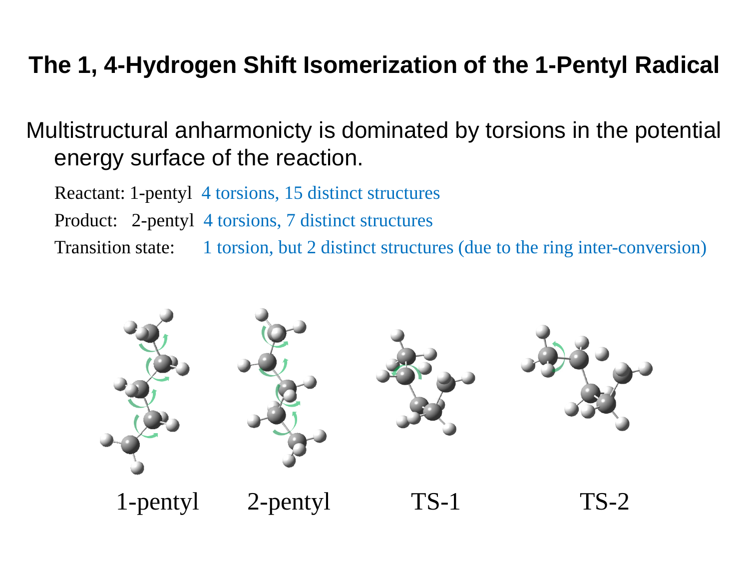# The 1, 4-Hydrogen Shift Isomerization of the 1-Pentyl Radical

Multistructural anharmonicty is dominated by torsions in the potential energy surface of the reaction.

- Reactant: 1-pentyl  4 torsions, 15 distinct structures
- Product:  2-pentyl  4 torsions, 7 distinct structures
- Transition state:  1 torsion, but 2 distinct structures (due to the ring inter-conversion)

1-pentyl    2-pentyl    TS-1    TS-2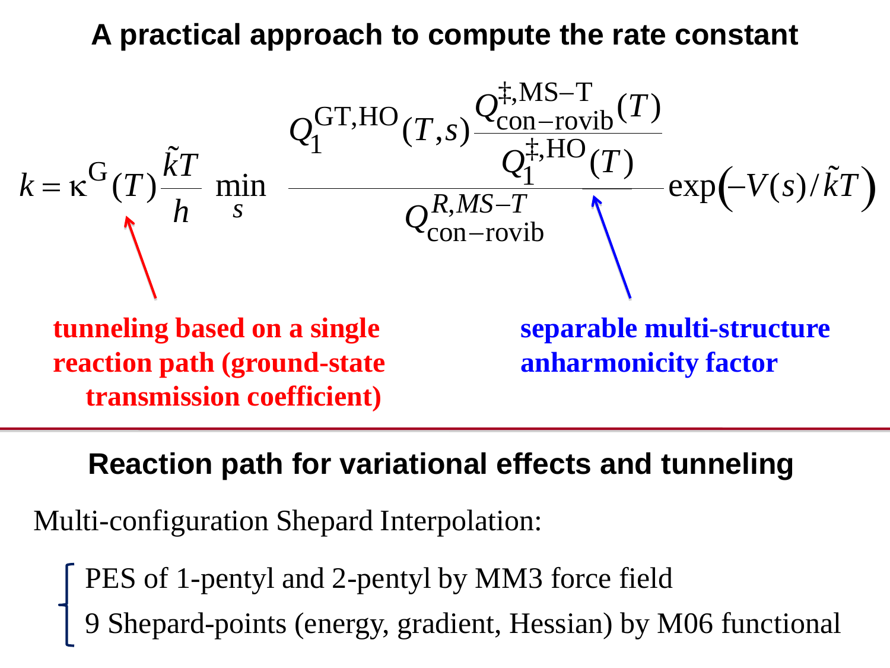## A practical approach to compute the rate constant

$$k = \kappa^{\mathrm{G}}(T)\frac{\tilde{k}T}{h}\ \min_{s}\ \frac{Q_1^{\mathrm{GT,HO}}(T,s)\dfrac{Q_{\mathrm{con-rovib}}^{\ddagger,\mathrm{MS-T}}(T)}{Q_1^{\ddagger,\mathrm{HO}}(T)}}{Q_{\mathrm{con-rovib}}^{R,MS-T}}\exp\left(-V(s)/\tilde{k}T\right)$$

**tunneling based on a single reaction path (ground-state transmission coefficient)**

**separable multi-structure anharmonicity factor**

## Reaction path for variational effects and tunneling

Multi-configuration Shepard Interpolation:

- PES of 1-pentyl and 2-pentyl by MM3 force field
- 9 Shepard-points (energy, gradient, Hessian) by M06 functional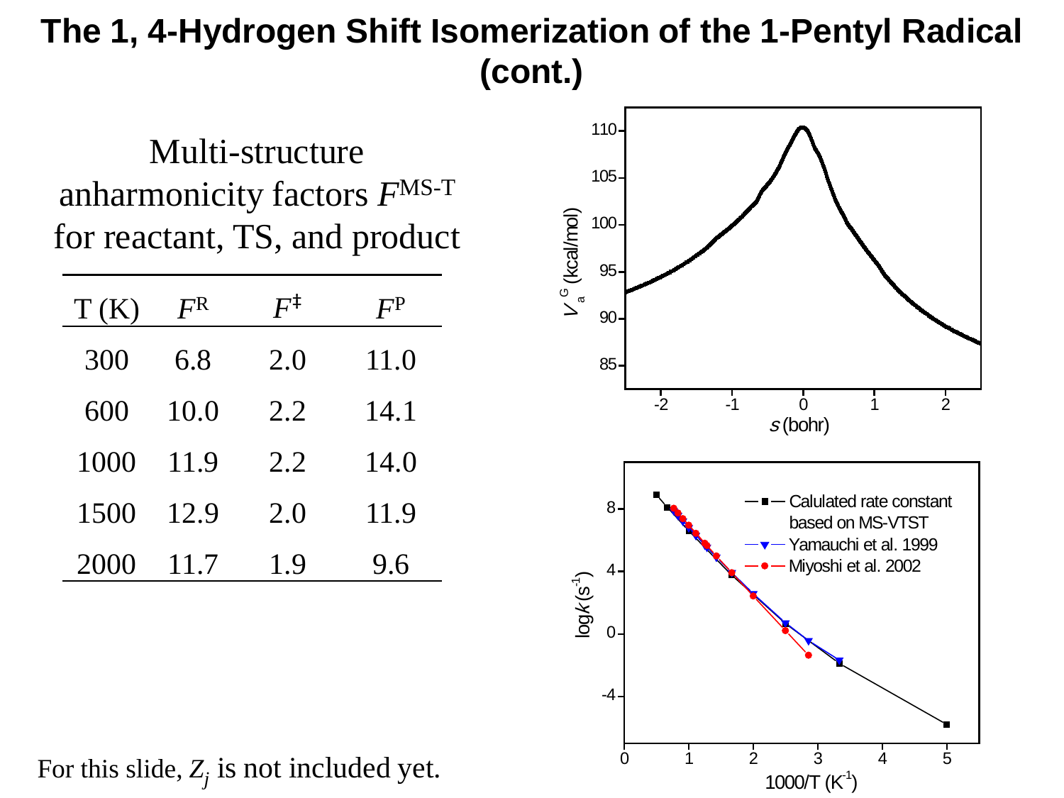# The 1, 4-Hydrogen Shift Isomerization of the 1-Pentyl Radical (cont.)

Multi-structure anharmonicity factors $F^{\text{MS-T}}$ for reactant, TS, and product

| T (K) | $F^{R}$ | $F^{\ddagger}$ | $F^{P}$ |
|---|---|---|---|
| 300 | 6.8 | 2.0 | 11.0 |
| 600 | 10.0 | 2.2 | 14.1 |
| 1000 | 11.9 | 2.2 | 14.0 |
| 1500 | 12.9 | 2.0 | 11.9 |
| 2000 | 11.7 | 1.9 | 9.6 |

For this slide, $Z_j$ is not included yet.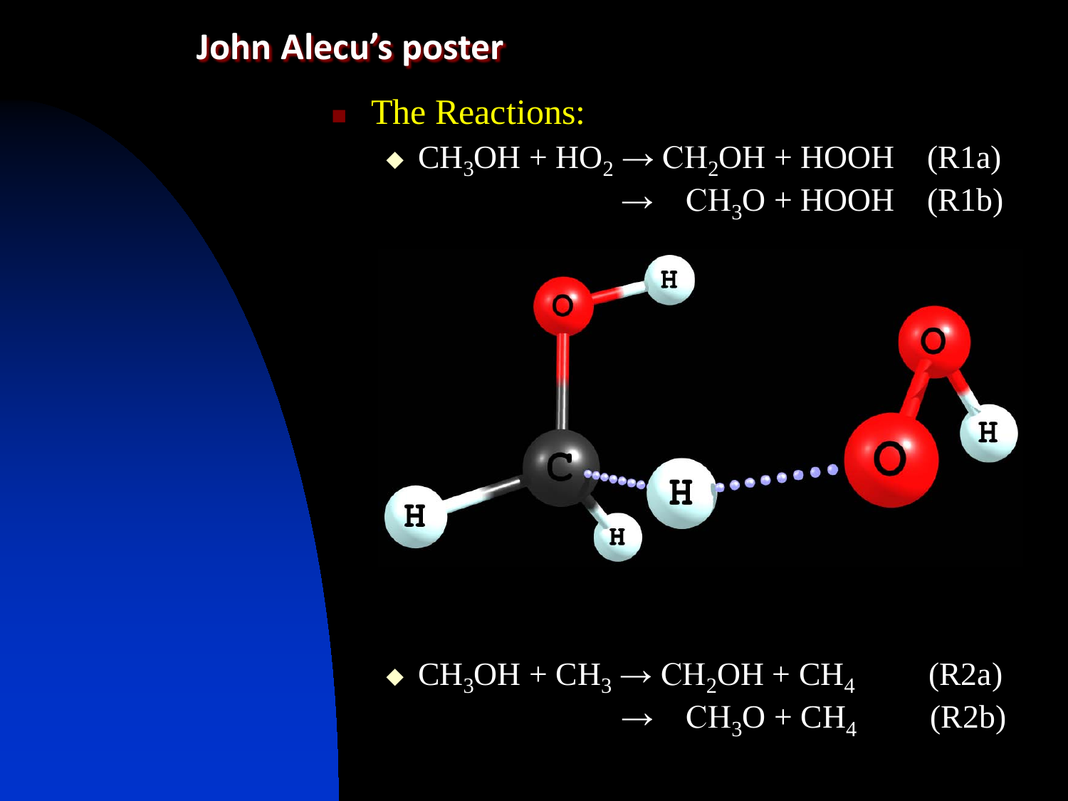## John Alecu's poster

- The Reactions:
  - $CH_3OH + HO_2 \rightarrow CH_2OH + HOOH$ (R1a)
    $\rightarrow CH_3O + HOOH$ (R1b)
  - $CH_3OH + CH_3 \rightarrow CH_2OH + CH_4$ (R2a)
    $\rightarrow CH_3O + CH_4$ (R2b)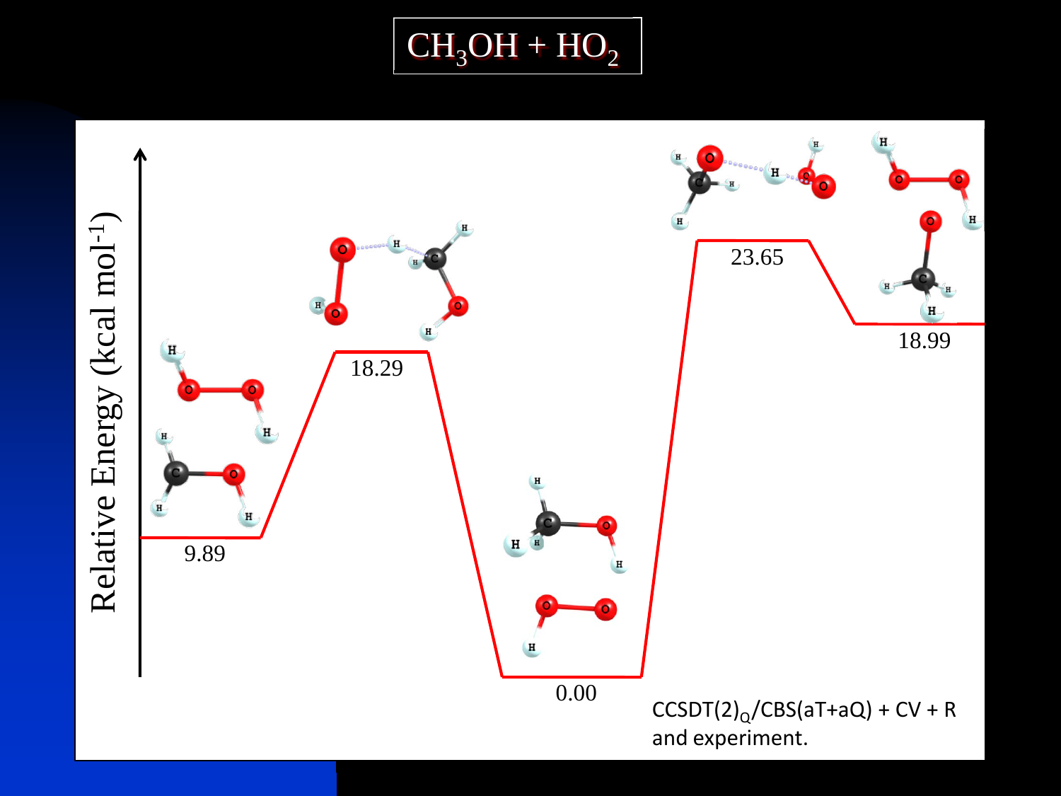# $CH_3OH + HO_2$

Relative Energy (kcal mol$^{-1}$)

9.89

18.29

0.00

23.65

18.99

$CCSDT(2)_Q/CBS(aT+aQ) + CV + R$ and experiment.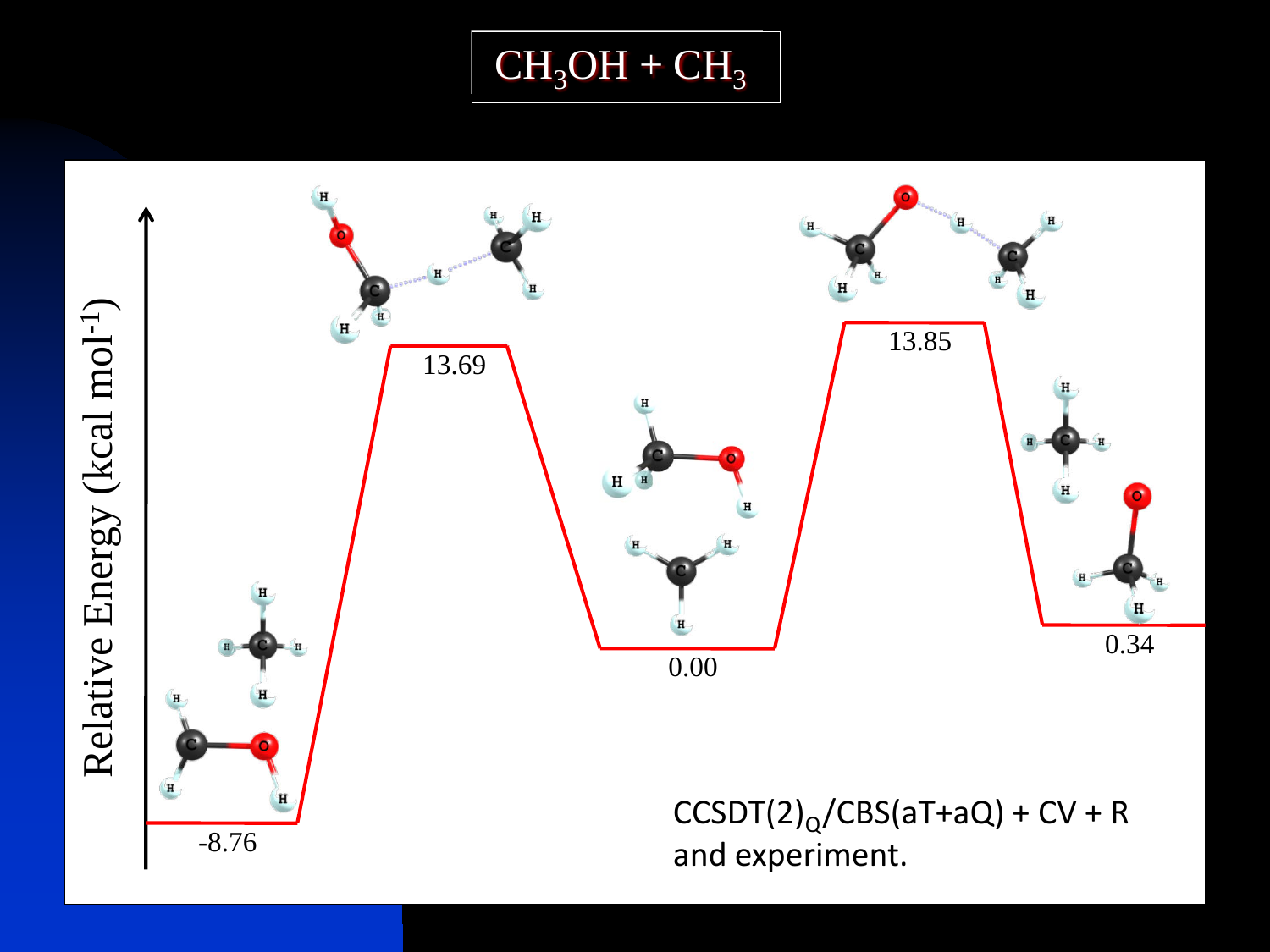# $CH_3OH + CH_3$

Relative Energy (kcal $mol^{-1}$)

-8.76

13.69

0.00

13.85

0.34

$CCSDT(2)_Q/CBS(aT+aQ) + CV + R$ and experiment.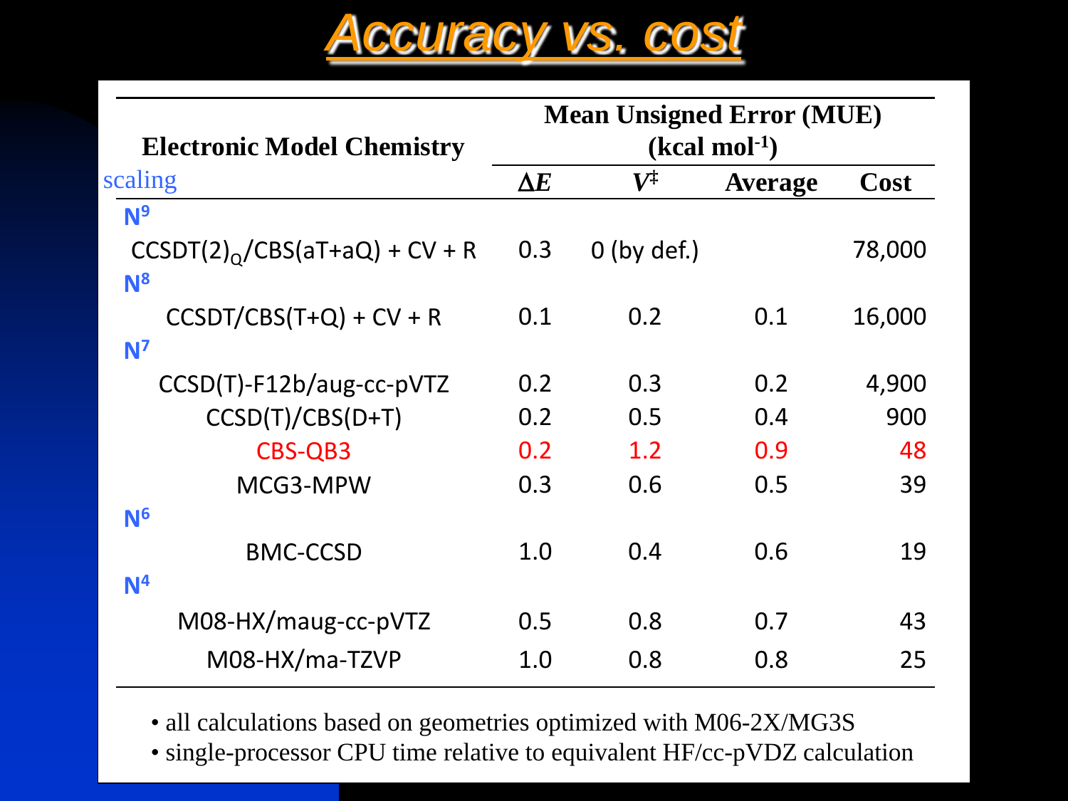# Accuracy vs. cost

| Electronic Model Chemistry | Mean Unsigned Error (MUE) (kcal mol$^{-1}$) | | | |
|---|---|---|---|---|
| scaling | $\Delta E$ | $V^{\ddagger}$ | Average | Cost |
| **$N^9$** | | | | |
| $CCSDT(2)_Q$/CBS(aT+aQ) + CV + R | 0.3 | 0 (by def.) | | 78,000 |
| **$N^8$** | | | | |
| CCSDT/CBS(T+Q) + CV + R | 0.1 | 0.2 | 0.1 | 16,000 |
| **$N^7$** | | | | |
| CCSD(T)-F12b/aug-cc-pVTZ | 0.2 | 0.3 | 0.2 | 4,900 |
| CCSD(T)/CBS(D+T) | 0.2 | 0.5 | 0.4 | 900 |
| CBS-QB3 | 0.2 | 1.2 | 0.9 | 48 |
| MCG3-MPW | 0.3 | 0.6 | 0.5 | 39 |
| **$N^6$** | | | | |
| BMC-CCSD | 1.0 | 0.4 | 0.6 | 19 |
| **$N^4$** | | | | |
| M08-HX/maug-cc-pVTZ | 0.5 | 0.8 | 0.7 | 43 |
| M08-HX/ma-TZVP | 1.0 | 0.8 | 0.8 | 25 |

- all calculations based on geometries optimized with M06-2X/MG3S
- single-processor CPU time relative to equivalent HF/cc-pVDZ calculation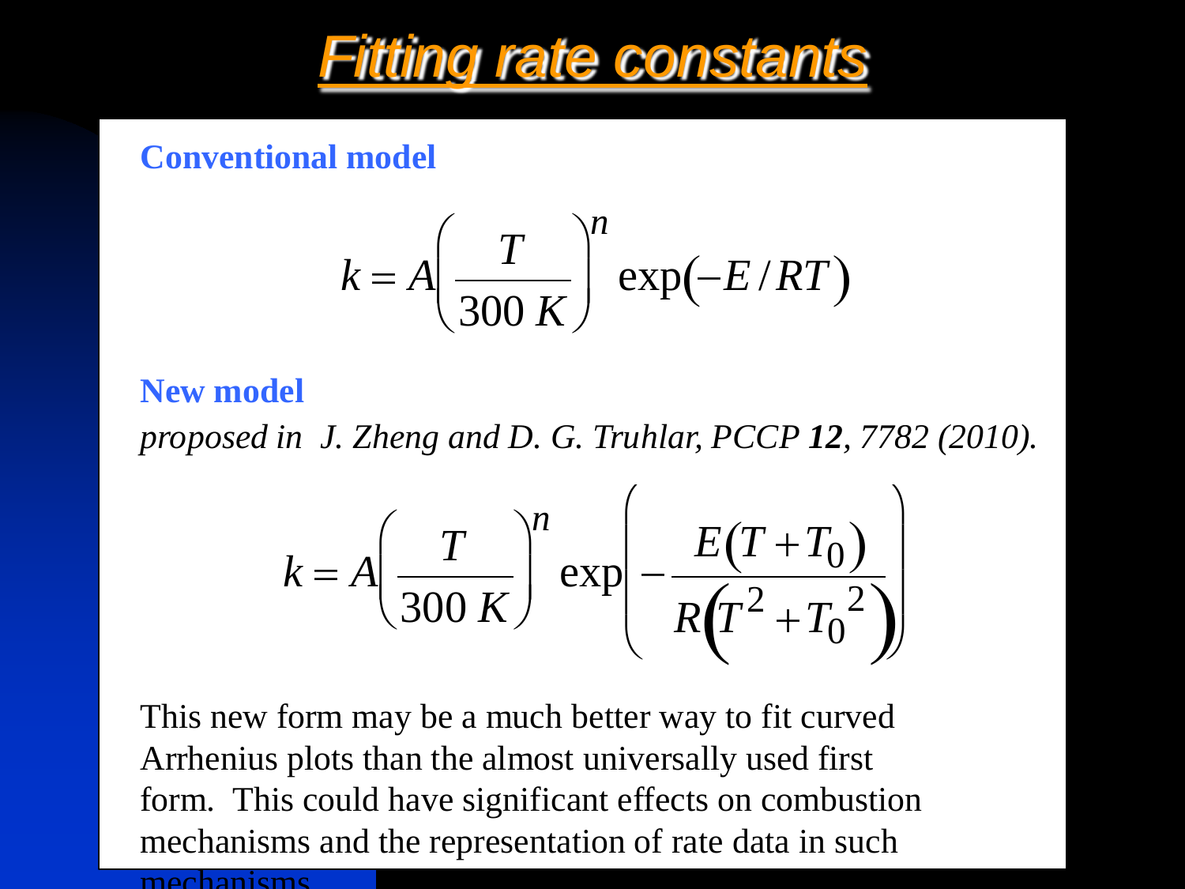# Fitting rate constants

**Conventional model**

$$k = A\left(\frac{T}{300\ K}\right)^n \exp(-E/RT)$$

**New model**

*proposed in J. Zheng and D. G. Truhlar, PCCP **12**, 7782 (2010).*

$$k = A\left(\frac{T}{300\ K}\right)^n \exp\left(-\frac{E(T+T_0)}{R\left(T^2+T_0^2\right)}\right)$$

This new form may be a much better way to fit curved Arrhenius plots than the almost universally used first form. This could have significant effects on combustion mechanisms and the representation of rate data in such mechanisms.